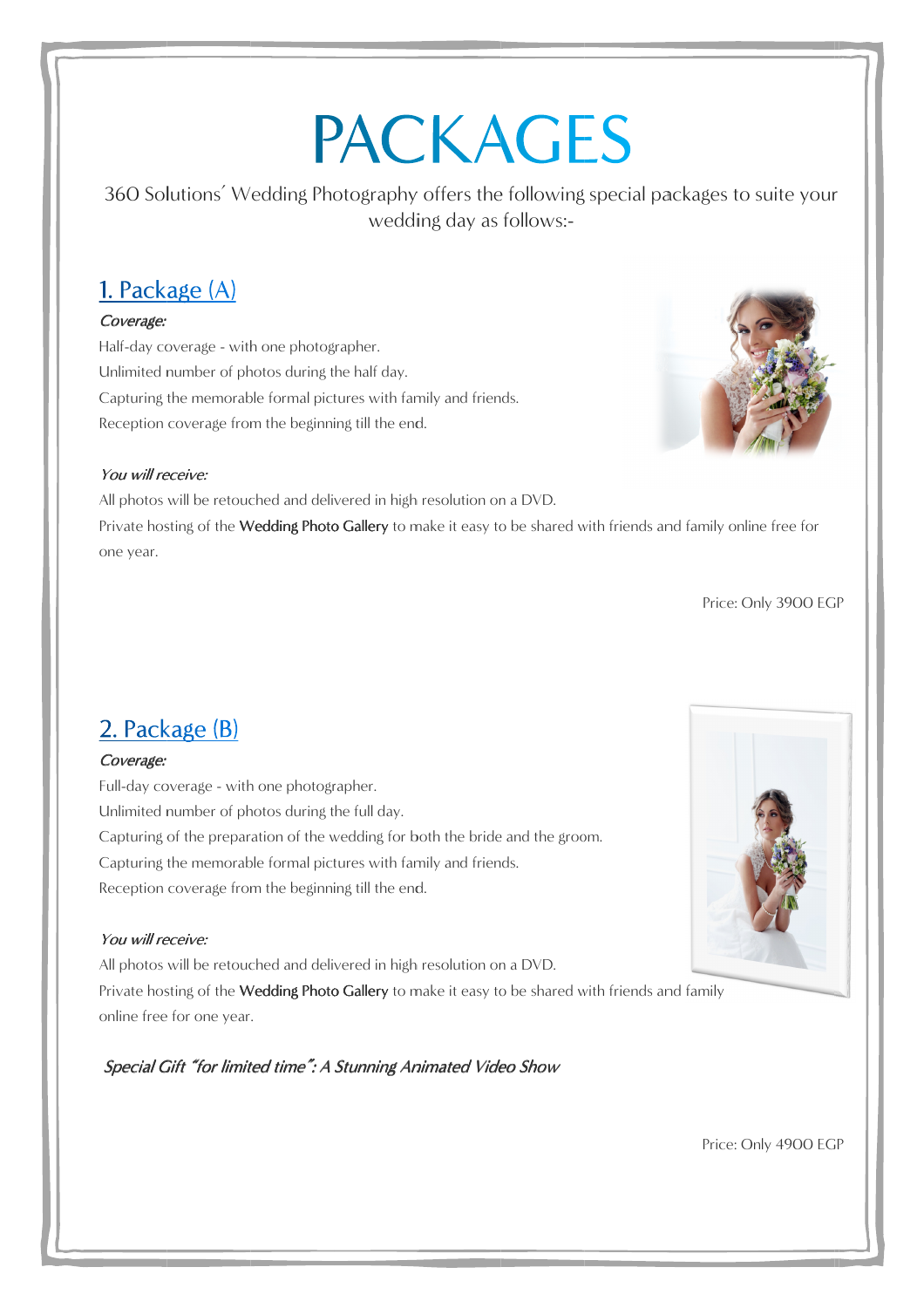# PACKAGES

360 Solutions´ Wedding Photography offers the following special packages to suite your wedding day as follows:-

## 1. Package (A)

*Coverage:*

Half-day coverage - with one photographer.

Unlimited number of photos during the half day.

Capturing the memorable formal pictures with family and friends.

Reception coverage from the beginning till the end.

*You will receive:*

All photos will be retouched and delivered in high resolution on a DVD.

Private hosting of the Wedding Photo Gallery to make it easy to be shared with friends and family online free for one year.

Price: Only 3900 EGP

## 2. Package (B)

*Coverage:*

Full-day coverage - with one photographer.

Unlimited number of photos during the full day.

Capturing of the preparation of the wedding for both the bride and the groom.

Capturing the memorable formal pictures with family and friends.

Reception coverage from the beginning till the end.

*You will receive:*

All photos will be retouched and delivered in high resolution on a DVD.

Private hosting of the Wedding Photo Gallery to make it easy to be shared with friends and family online free for one year.

*Special Gift "for limited time": A Stunning Animated Video Show*

Price: Only 4900 EGP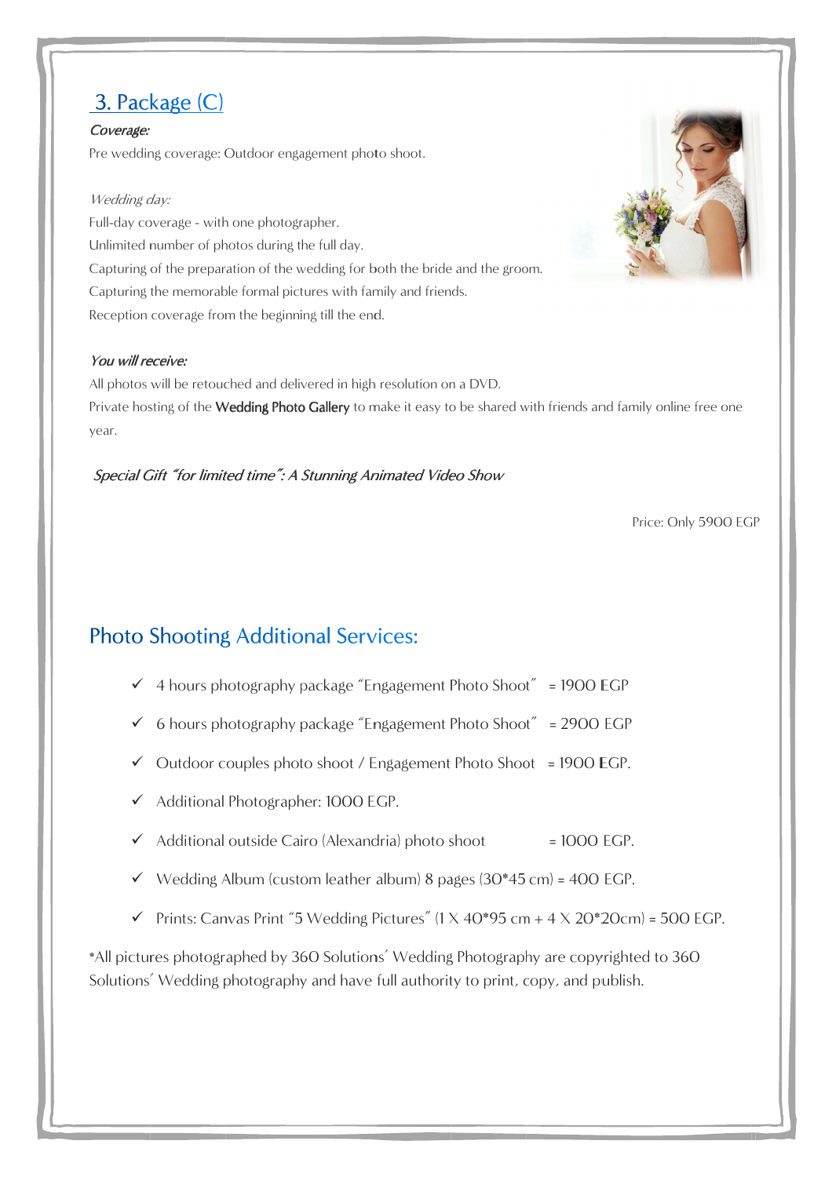## 3. Package (C)

***Coverage:***

Pre wedding coverage: Outdoor engagement photo shoot.

*Wedding day:*

Full-day coverage - with one photographer.
Unlimited number of photos during the full day.
Capturing of the preparation of the wedding for both the bride and the groom.
Capturing the memorable formal pictures with family and friends.
Reception coverage from the beginning till the end.

***You will receive:***

All photos will be retouched and delivered in high resolution on a DVD.
Private hosting of the **Wedding Photo Gallery** to make it easy to be shared with friends and family online free one year.

*Special Gift "for limited time": A Stunning Animated Video Show*

Price: Only 5900 EGP

## Photo Shooting Additional Services:

- ✓ 4 hours photography package "Engagement Photo Shoot" = 1900 EGP
- ✓ 6 hours photography package "Engagement Photo Shoot" = 2900 EGP
- ✓ Outdoor couples photo shoot / Engagement Photo Shoot = 1900 EGP.
- ✓ Additional Photographer: 1000 EGP.
- ✓ Additional outside Cairo (Alexandria) photo shoot = 1000 EGP.
- ✓ Wedding Album (custom leather album) 8 pages (30*45 cm) = 400 EGP.
- ✓ Prints: Canvas Print "5 Wedding Pictures" (1 X 40*95 cm + 4 X 20*20cm) = 500 EGP.

*All pictures photographed by 360 Solutions' Wedding Photography are copyrighted to 360 Solutions' Wedding photography and have full authority to print, copy, and publish.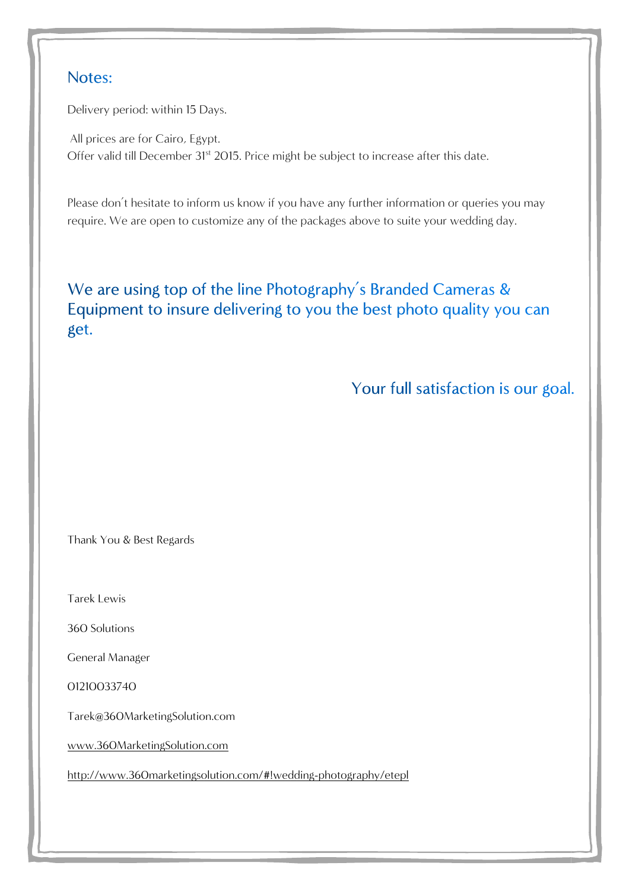## Notes:

Delivery period: within 15 Days.

All prices are for Cairo, Egypt.
Offer valid till December 31st 2015. Price might be subject to increase after this date.

Please don´t hesitate to inform us know if you have any further information or queries you may require. We are open to customize any of the packages above to suite your wedding day.

### We are using top of the line Photography´s Branded Cameras & Equipment to insure delivering to you the best photo quality you can get.

### Your full satisfaction is our goal.

Thank You & Best Regards

Tarek Lewis

360 Solutions

General Manager

01210033740

Tarek@360MarketingSolution.com

www.360MarketingSolution.com

http://www.360marketingsolution.com/#!wedding-photography/etepl